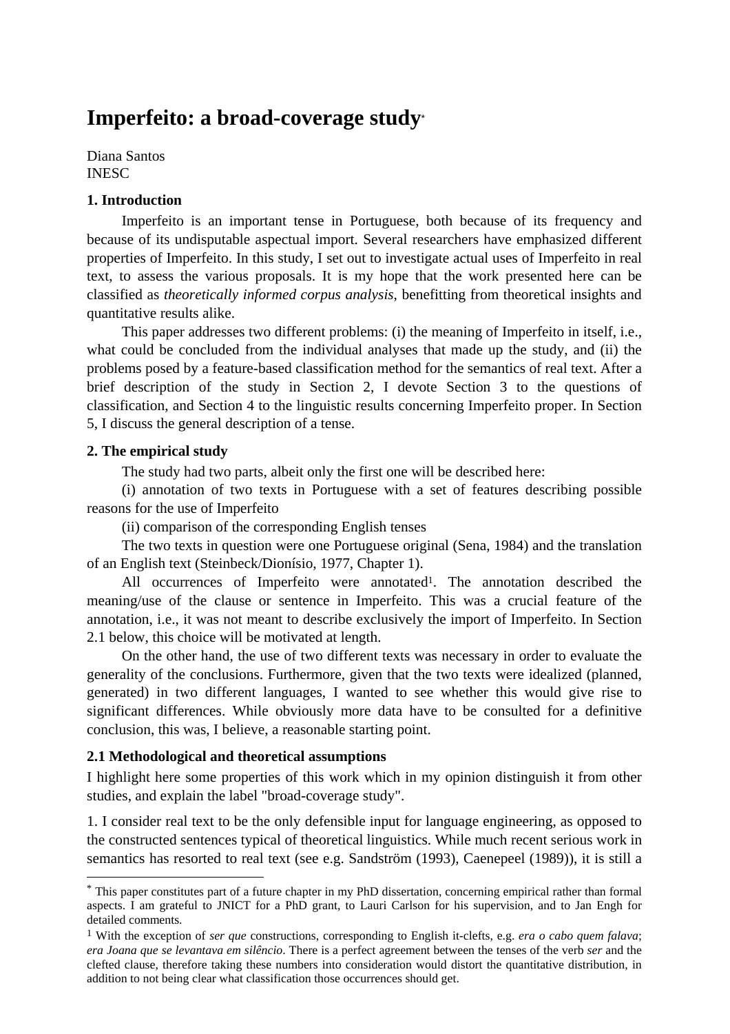# Imperfeito: a broad-coverage study[*]

Diana Santos
INESC

## 1. Introduction

Imperfeito is an important tense in Portuguese, both because of its frequency and because of its undisputable aspectual import. Several researchers have emphasized different properties of Imperfeito. In this study, I set out to investigate actual uses of Imperfeito in real text, to assess the various proposals. It is my hope that the work presented here can be classified as *theoretically informed corpus analysis*, benefitting from theoretical insights and quantitative results alike.

This paper addresses two different problems: (i) the meaning of Imperfeito in itself, i.e., what could be concluded from the individual analyses that made up the study, and (ii) the problems posed by a feature-based classification method for the semantics of real text. After a brief description of the study in Section 2, I devote Section 3 to the questions of classification, and Section 4 to the linguistic results concerning Imperfeito proper. In Section 5, I discuss the general description of a tense.

## 2. The empirical study

The study had two parts, albeit only the first one will be described here:

(i) annotation of two texts in Portuguese with a set of features describing possible reasons for the use of Imperfeito

(ii) comparison of the corresponding English tenses

The two texts in question were one Portuguese original (Sena, 1984) and the translation of an English text (Steinbeck/Dionísio, 1977, Chapter 1).

All occurrences of Imperfeito were annotated[1]. The annotation described the meaning/use of the clause or sentence in Imperfeito. This was a crucial feature of the annotation, i.e., it was not meant to describe exclusively the import of Imperfeito. In Section 2.1 below, this choice will be motivated at length.

On the other hand, the use of two different texts was necessary in order to evaluate the generality of the conclusions. Furthermore, given that the two texts were idealized (planned, generated) in two different languages, I wanted to see whether this would give rise to significant differences. While obviously more data have to be consulted for a definitive conclusion, this was, I believe, a reasonable starting point.

### 2.1 Methodological and theoretical assumptions

I highlight here some properties of this work which in my opinion distinguish it from other studies, and explain the label "broad-coverage study".

1. I consider real text to be the only defensible input for language engineering, as opposed to the constructed sentences typical of theoretical linguistics. While much recent serious work in semantics has resorted to real text (see e.g. Sandström (1993), Caenepeel (1989)), it is still a

---

[*] This paper constitutes part of a future chapter in my PhD dissertation, concerning empirical rather than formal aspects. I am grateful to JNICT for a PhD grant, to Lauri Carlson for his supervision, and to Jan Engh for detailed comments.

[1] With the exception of *ser que* constructions, corresponding to English it-clefts, e.g. *era o cabo quem falava*; *era Joana que se levantava em silêncio*. There is a perfect agreement between the tenses of the verb *ser* and the clefted clause, therefore taking these numbers into consideration would distort the quantitative distribution, in addition to not being clear what classification those occurrences should get.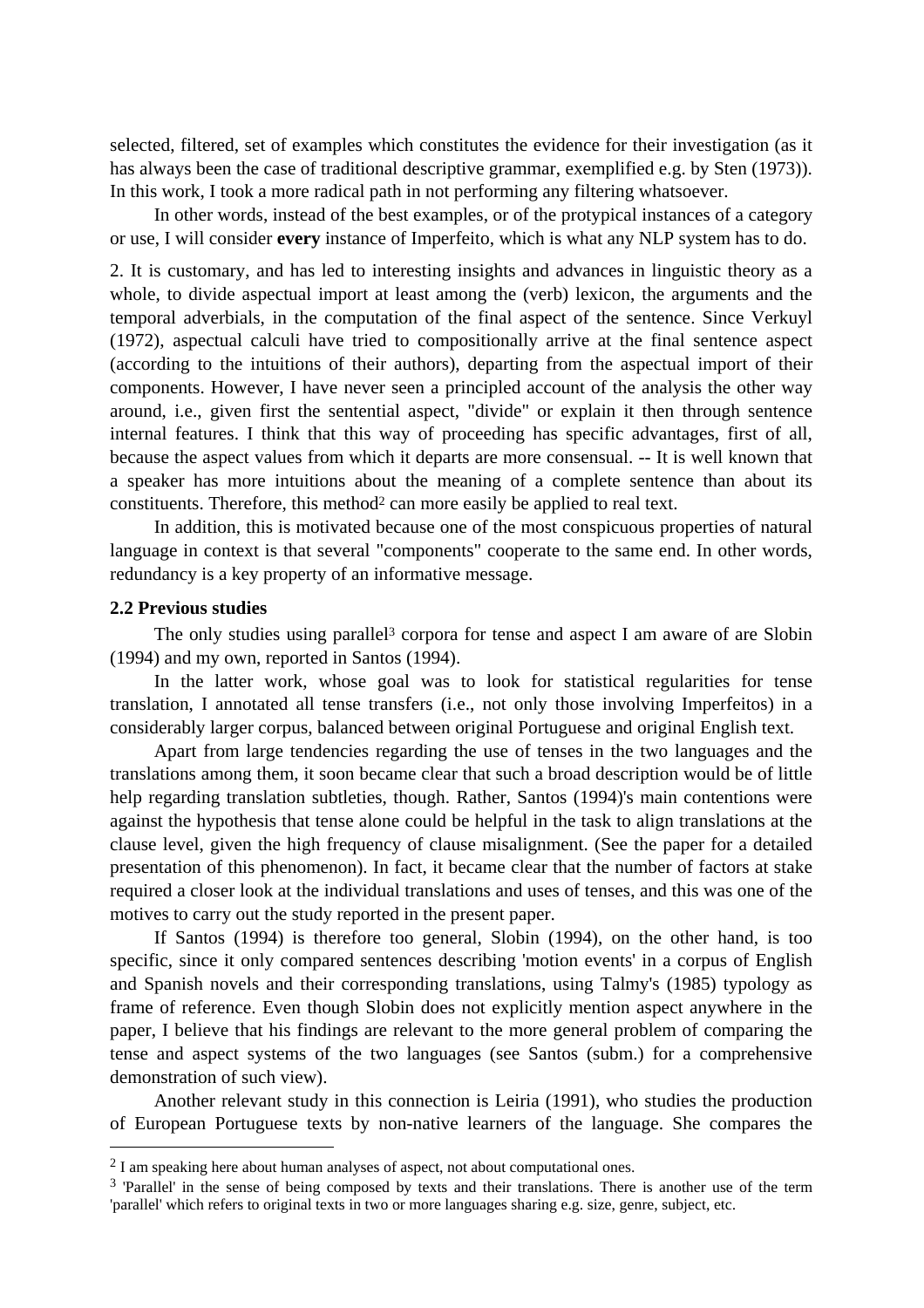selected, filtered, set of examples which constitutes the evidence for their investigation (as it has always been the case of traditional descriptive grammar, exemplified e.g. by Sten (1973)). In this work, I took a more radical path in not performing any filtering whatsoever.

In other words, instead of the best examples, or of the protypical instances of a category or use, I will consider **every** instance of Imperfeito, which is what any NLP system has to do.

2. It is customary, and has led to interesting insights and advances in linguistic theory as a whole, to divide aspectual import at least among the (verb) lexicon, the arguments and the temporal adverbials, in the computation of the final aspect of the sentence. Since Verkuyl (1972), aspectual calculi have tried to compositionally arrive at the final sentence aspect (according to the intuitions of their authors), departing from the aspectual import of their components. However, I have never seen a principled account of the analysis the other way around, i.e., given first the sentential aspect, "divide" or explain it then through sentence internal features. I think that this way of proceeding has specific advantages, first of all, because the aspect values from which it departs are more consensual. -- It is well known that a speaker has more intuitions about the meaning of a complete sentence than about its constituents. Therefore, this method[2] can more easily be applied to real text.

In addition, this is motivated because one of the most conspicuous properties of natural language in context is that several "components" cooperate to the same end. In other words, redundancy is a key property of an informative message.

**2.2 Previous studies**

The only studies using parallel[3] corpora for tense and aspect I am aware of are Slobin (1994) and my own, reported in Santos (1994).

In the latter work, whose goal was to look for statistical regularities for tense translation, I annotated all tense transfers (i.e., not only those involving Imperfeitos) in a considerably larger corpus, balanced between original Portuguese and original English text.

Apart from large tendencies regarding the use of tenses in the two languages and the translations among them, it soon became clear that such a broad description would be of little help regarding translation subtleties, though. Rather, Santos (1994)'s main contentions were against the hypothesis that tense alone could be helpful in the task to align translations at the clause level, given the high frequency of clause misalignment. (See the paper for a detailed presentation of this phenomenon). In fact, it became clear that the number of factors at stake required a closer look at the individual translations and uses of tenses, and this was one of the motives to carry out the study reported in the present paper.

If Santos (1994) is therefore too general, Slobin (1994), on the other hand, is too specific, since it only compared sentences describing 'motion events' in a corpus of English and Spanish novels and their corresponding translations, using Talmy's (1985) typology as frame of reference. Even though Slobin does not explicitly mention aspect anywhere in the paper, I believe that his findings are relevant to the more general problem of comparing the tense and aspect systems of the two languages (see Santos (subm.) for a comprehensive demonstration of such view).

Another relevant study in this connection is Leiria (1991), who studies the production of European Portuguese texts by non-native learners of the language. She compares the

---

[2] I am speaking here about human analyses of aspect, not about computational ones.

[3] 'Parallel' in the sense of being composed by texts and their translations. There is another use of the term 'parallel' which refers to original texts in two or more languages sharing e.g. size, genre, subject, etc.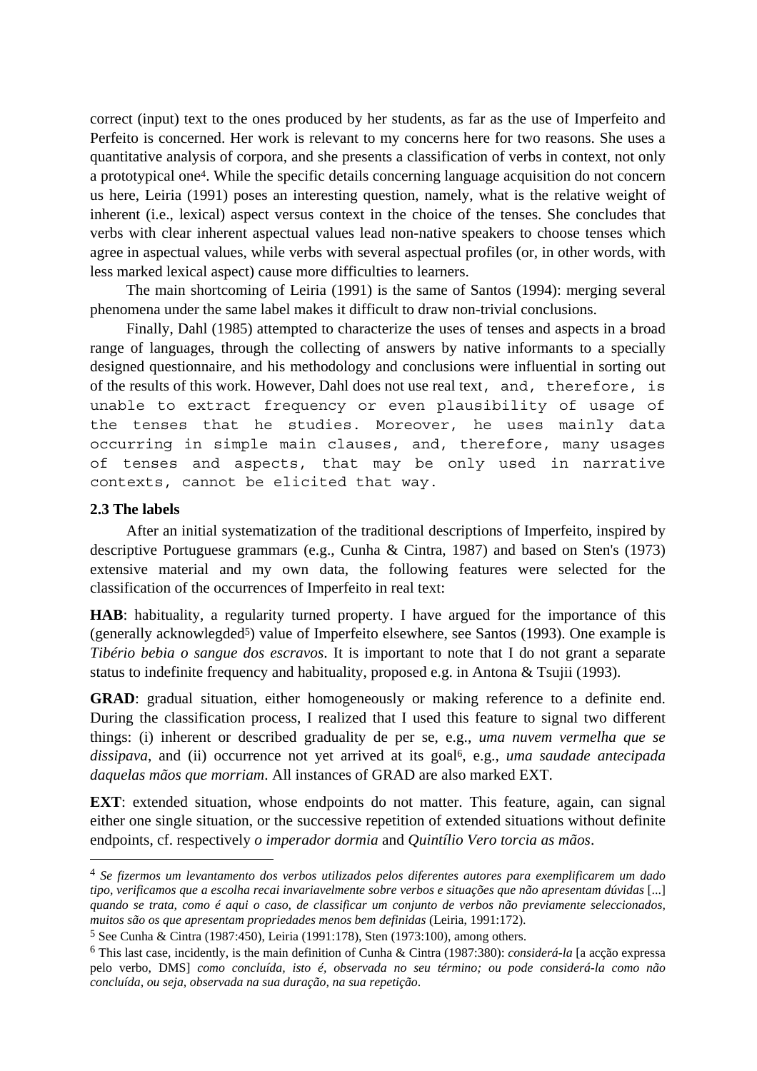correct (input) text to the ones produced by her students, as far as the use of Imperfeito and Perfeito is concerned. Her work is relevant to my concerns here for two reasons. She uses a quantitative analysis of corpora, and she presents a classification of verbs in context, not only a prototypical one[4]. While the specific details concerning language acquisition do not concern us here, Leiria (1991) poses an interesting question, namely, what is the relative weight of inherent (i.e., lexical) aspect versus context in the choice of the tenses. She concludes that verbs with clear inherent aspectual values lead non-native speakers to choose tenses which agree in aspectual values, while verbs with several aspectual profiles (or, in other words, with less marked lexical aspect) cause more difficulties to learners.

The main shortcoming of Leiria (1991) is the same of Santos (1994): merging several phenomena under the same label makes it difficult to draw non-trivial conclusions.

Finally, Dahl (1985) attempted to characterize the uses of tenses and aspects in a broad range of languages, through the collecting of answers by native informants to a specially designed questionnaire, and his methodology and conclusions were influential in sorting out of the results of this work. However, Dahl does not use real text, and, therefore, is unable to extract frequency or even plausibility of usage of the tenses that he studies. Moreover, he uses mainly data occurring in simple main clauses, and, therefore, many usages of tenses and aspects, that may be only used in narrative contexts, cannot be elicited that way.

### 2.3 The labels

After an initial systematization of the traditional descriptions of Imperfeito, inspired by descriptive Portuguese grammars (e.g., Cunha & Cintra, 1987) and based on Sten's (1973) extensive material and my own data, the following features were selected for the classification of the occurrences of Imperfeito in real text:

**HAB**: habituality, a regularity turned property. I have argued for the importance of this (generally acknowledged[5]) value of Imperfeito elsewhere, see Santos (1993). One example is *Tibério bebia o sangue dos escravos*. It is important to note that I do not grant a separate status to indefinite frequency and habituality, proposed e.g. in Antona & Tsujii (1993).

**GRAD**: gradual situation, either homogeneously or making reference to a definite end. During the classification process, I realized that I used this feature to signal two different things: (i) inherent or described graduality de per se, e.g., *uma nuvem vermelha que se dissipava*, and (ii) occurrence not yet arrived at its goal[6], e.g., *uma saudade antecipada daquelas mãos que morriam*. All instances of GRAD are also marked EXT.

**EXT**: extended situation, whose endpoints do not matter. This feature, again, can signal either one single situation, or the successive repetition of extended situations without definite endpoints, cf. respectively *o imperador dormia* and *Quintílio Vero torcia as mãos*.

---

[4] *Se fizermos um levantamento dos verbos utilizados pelos diferentes autores para exemplificarem um dado tipo, verificamos que a escolha recai invariavelmente sobre verbos e situações que não apresentam dúvidas* [...] *quando se trata, como é aqui o caso, de classificar um conjunto de verbos não previamente seleccionados, muitos são os que apresentam propriedades menos bem definidas* (Leiria, 1991:172).

[5] See Cunha & Cintra (1987:450), Leiria (1991:178), Sten (1973:100), among others.

[6] This last case, incidently, is the main definition of Cunha & Cintra (1987:380): *considerá-la* [a acção expressa pelo verbo, DMS] *como concluída, isto é, observada no seu término; ou pode considerá-la como não concluída, ou seja, observada na sua duração, na sua repetição*.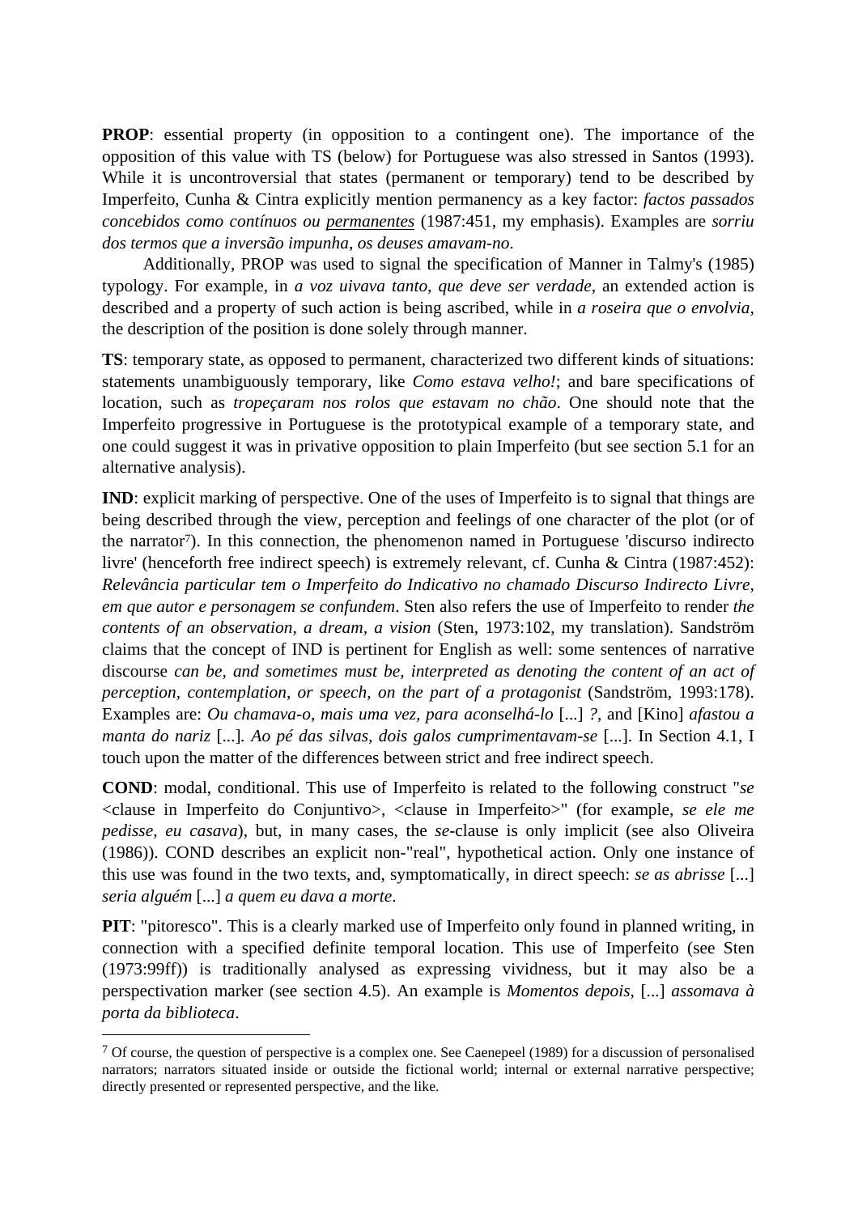**PROP**: essential property (in opposition to a contingent one). The importance of the opposition of this value with TS (below) for Portuguese was also stressed in Santos (1993). While it is uncontroversial that states (permanent or temporary) tend to be described by Imperfeito, Cunha & Cintra explicitly mention permanency as a key factor: *factos passados concebidos como contínuos ou permanentes* (1987:451, my emphasis). Examples are *sorriu dos termos que a inversão impunha*, *os deuses amavam-no*.

Additionally, PROP was used to signal the specification of Manner in Talmy's (1985) typology. For example, in *a voz uivava tanto, que deve ser verdade*, an extended action is described and a property of such action is being ascribed, while in *a roseira que o envolvia*, the description of the position is done solely through manner.

**TS**: temporary state, as opposed to permanent, characterized two different kinds of situations: statements unambiguously temporary, like *Como estava velho!*; and bare specifications of location, such as *tropeçaram nos rolos que estavam no chão*. One should note that the Imperfeito progressive in Portuguese is the prototypical example of a temporary state, and one could suggest it was in privative opposition to plain Imperfeito (but see section 5.1 for an alternative analysis).

**IND**: explicit marking of perspective. One of the uses of Imperfeito is to signal that things are being described through the view, perception and feelings of one character of the plot (or of the narrator[7]). In this connection, the phenomenon named in Portuguese 'discurso indirecto livre' (henceforth free indirect speech) is extremely relevant, cf. Cunha & Cintra (1987:452): *Relevância particular tem o Imperfeito do Indicativo no chamado Discurso Indirecto Livre, em que autor e personagem se confundem*. Sten also refers the use of Imperfeito to render *the contents of an observation, a dream, a vision* (Sten, 1973:102, my translation). Sandström claims that the concept of IND is pertinent for English as well: some sentences of narrative discourse *can be, and sometimes must be, interpreted as denoting the content of an act of perception, contemplation, or speech, on the part of a protagonist* (Sandström, 1993:178). Examples are: *Ou chamava-o, mais uma vez, para aconselhá-lo* [...] *?*, and [Kino] *afastou a manta do nariz* [...]*. Ao pé das silvas, dois galos cumprimentavam-se* [...]. In Section 4.1, I touch upon the matter of the differences between strict and free indirect speech.

**COND**: modal, conditional. This use of Imperfeito is related to the following construct "*se* <clause in Imperfeito do Conjuntivo>, <clause in Imperfeito>" (for example, *se ele me pedisse, eu casava*), but, in many cases, the *se*-clause is only implicit (see also Oliveira (1986)). COND describes an explicit non-"real", hypothetical action. Only one instance of this use was found in the two texts, and, symptomatically, in direct speech: *se as abrisse* [...] *seria alguém* [...] *a quem eu dava a morte*.

**PIT**: "pitoresco". This is a clearly marked use of Imperfeito only found in planned writing, in connection with a specified definite temporal location. This use of Imperfeito (see Sten (1973:99ff)) is traditionally analysed as expressing vividness, but it may also be a perspectivation marker (see section 4.5). An example is *Momentos depois,* [...] *assomava à porta da biblioteca*.

[7] Of course, the question of perspective is a complex one. See Caenepeel (1989) for a discussion of personalised narrators; narrators situated inside or outside the fictional world; internal or external narrative perspective; directly presented or represented perspective, and the like.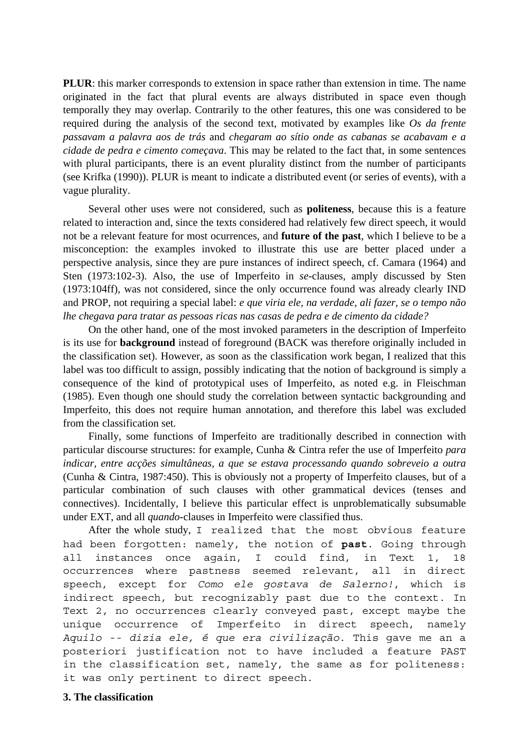**PLUR**: this marker corresponds to extension in space rather than extension in time. The name originated in the fact that plural events are always distributed in space even though temporally they may overlap. Contrarily to the other features, this one was considered to be required during the analysis of the second text, motivated by examples like *Os da frente passavam a palavra aos de trás* and *chegaram ao sítio onde as cabanas se acabavam e a cidade de pedra e cimento começava*. This may be related to the fact that, in some sentences with plural participants, there is an event plurality distinct from the number of participants (see Krifka (1990)). PLUR is meant to indicate a distributed event (or series of events), with a vague plurality.

Several other uses were not considered, such as **politeness**, because this is a feature related to interaction and, since the texts considered had relatively few direct speech, it would not be a relevant feature for most ocurrences, and **future of the past**, which I believe to be a misconception: the examples invoked to illustrate this use are better placed under a perspective analysis, since they are pure instances of indirect speech, cf. Camara (1964) and Sten (1973:102-3). Also, the use of Imperfeito in *se*-clauses, amply discussed by Sten (1973:104ff), was not considered, since the only occurrence found was already clearly IND and PROP, not requiring a special label: *e que viria ele, na verdade, ali fazer, se o tempo não lhe chegava para tratar as pessoas ricas nas casas de pedra e de cimento da cidade?*

On the other hand, one of the most invoked parameters in the description of Imperfeito is its use for **background** instead of foreground (BACK was therefore originally included in the classification set). However, as soon as the classification work began, I realized that this label was too difficult to assign, possibly indicating that the notion of background is simply a consequence of the kind of prototypical uses of Imperfeito, as noted e.g. in Fleischman (1985). Even though one should study the correlation between syntactic backgrounding and Imperfeito, this does not require human annotation, and therefore this label was excluded from the classification set.

Finally, some functions of Imperfeito are traditionally described in connection with particular discourse structures: for example, Cunha & Cintra refer the use of Imperfeito *para indicar, entre acções simultâneas, a que se estava processando quando sobreveio a outra* (Cunha & Cintra, 1987:450). This is obviously not a property of Imperfeito clauses, but of a particular combination of such clauses with other grammatical devices (tenses and connectives). Incidentally, I believe this particular effect is unproblematically subsumable under EXT, and all *quando*-clauses in Imperfeito were classified thus.

After the whole study, I realized that the most obvious feature had been forgotten: namely, the notion of **past**. Going through all instances once again, I could find, in Text 1, 18 occurrences where pastness seemed relevant, all in direct speech, except for *Como ele gostava de Salerno!*, which is indirect speech, but recognizably past due to the context. In Text 2, no occurrences clearly conveyed past, except maybe the unique occurrence of Imperfeito in direct speech, namely *Aquilo -- dizia ele, é que era civilização*. This gave me an a posteriori justification not to have included a feature PAST in the classification set, namely, the same as for politeness: it was only pertinent to direct speech.

## 3. The classification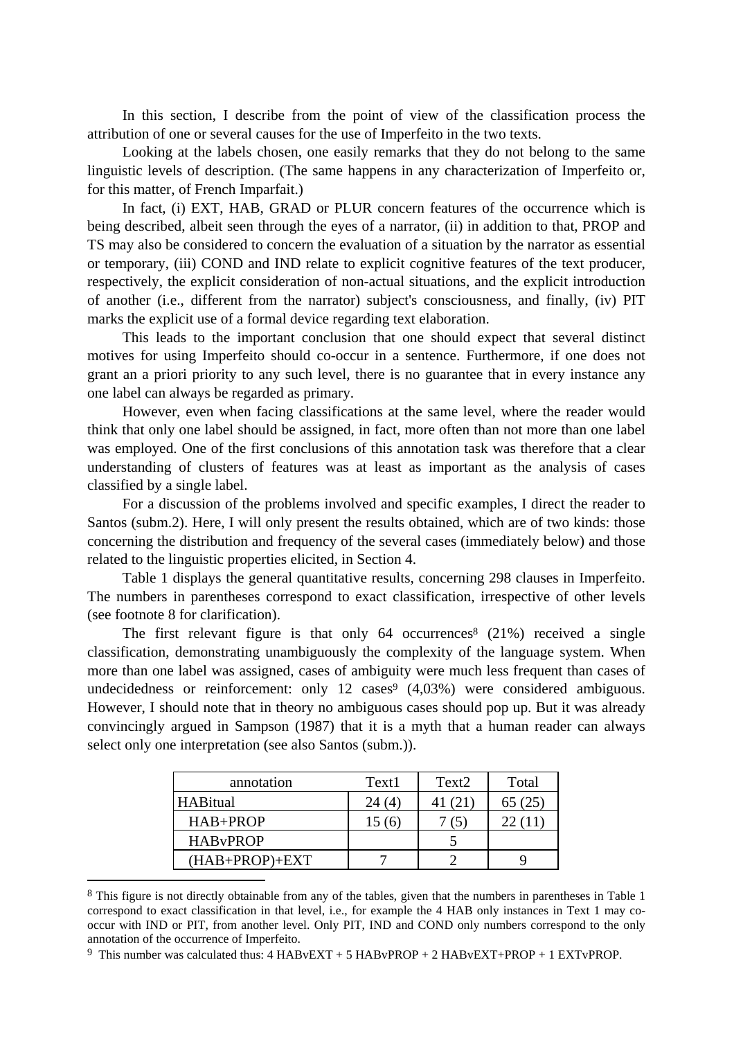In this section, I describe from the point of view of the classification process the attribution of one or several causes for the use of Imperfeito in the two texts.

Looking at the labels chosen, one easily remarks that they do not belong to the same linguistic levels of description. (The same happens in any characterization of Imperfeito or, for this matter, of French Imparfait.)

In fact, (i) EXT, HAB, GRAD or PLUR concern features of the occurrence which is being described, albeit seen through the eyes of a narrator, (ii) in addition to that, PROP and TS may also be considered to concern the evaluation of a situation by the narrator as essential or temporary, (iii) COND and IND relate to explicit cognitive features of the text producer, respectively, the explicit consideration of non-actual situations, and the explicit introduction of another (i.e., different from the narrator) subject's consciousness, and finally, (iv) PIT marks the explicit use of a formal device regarding text elaboration.

This leads to the important conclusion that one should expect that several distinct motives for using Imperfeito should co-occur in a sentence. Furthermore, if one does not grant an a priori priority to any such level, there is no guarantee that in every instance any one label can always be regarded as primary.

However, even when facing classifications at the same level, where the reader would think that only one label should be assigned, in fact, more often than not more than one label was employed. One of the first conclusions of this annotation task was therefore that a clear understanding of clusters of features was at least as important as the analysis of cases classified by a single label.

For a discussion of the problems involved and specific examples, I direct the reader to Santos (subm.2). Here, I will only present the results obtained, which are of two kinds: those concerning the distribution and frequency of the several cases (immediately below) and those related to the linguistic properties elicited, in Section 4.

Table 1 displays the general quantitative results, concerning 298 clauses in Imperfeito. The numbers in parentheses correspond to exact classification, irrespective of other levels (see footnote 8 for clarification).

The first relevant figure is that only 64 occurrences[8] (21%) received a single classification, demonstrating unambiguously the complexity of the language system. When more than one label was assigned, cases of ambiguity were much less frequent than cases of undecidedness or reinforcement: only 12 cases[9] (4,03%) were considered ambiguous. However, I should note that in theory no ambiguous cases should pop up. But it was already convincingly argued in Sampson (1987) that it is a myth that a human reader can always select only one interpretation (see also Santos (subm.)).

| annotation | Text1 | Text2 | Total |
|---|---|---|---|
| HABitual | 24 (4) | 41 (21) | 65 (25) |
| HAB+PROP | 15 (6) | 7 (5) | 22 (11) |
| HABvPROP | | 5 | |
| (HAB+PROP)+EXT | 7 | 2 | 9 |

[8] This figure is not directly obtainable from any of the tables, given that the numbers in parentheses in Table 1 correspond to exact classification in that level, i.e., for example the 4 HAB only instances in Text 1 may co-occur with IND or PIT, from another level. Only PIT, IND and COND only numbers correspond to the only annotation of the occurrence of Imperfeito.

[9] This number was calculated thus: 4 HABvEXT + 5 HABvPROP + 2 HABvEXT+PROP + 1 EXTvPROP.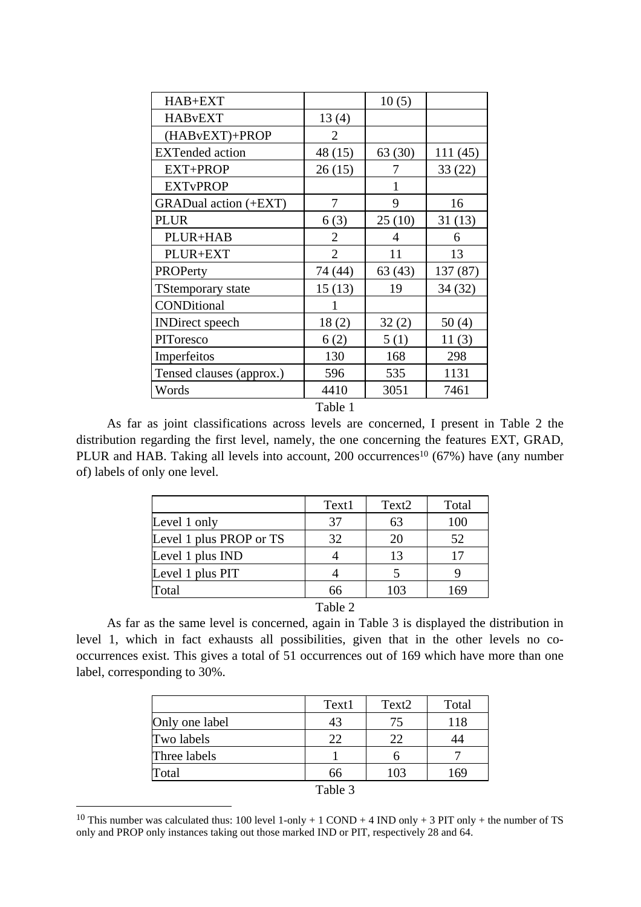| | | | |
|---|---|---|---|
| HAB+EXT | | 10 (5) | |
| HABvEXT | 13 (4) | | |
| (HABvEXT)+PROP | 2 | | |
| EXTended action | 48 (15) | 63 (30) | 111 (45) |
| EXT+PROP | 26 (15) | 7 | 33 (22) |
| EXTvPROP | | 1 | |
| GRADual action (+EXT) | 7 | 9 | 16 |
| PLUR | 6 (3) | 25 (10) | 31 (13) |
| PLUR+HAB | 2 | 4 | 6 |
| PLUR+EXT | 2 | 11 | 13 |
| PROPerty | 74 (44) | 63 (43) | 137 (87) |
| TStemporary state | 15 (13) | 19 | 34 (32) |
| CONDitional | 1 | | |
| INDirect speech | 18 (2) | 32 (2) | 50 (4) |
| PIToresco | 6 (2) | 5 (1) | 11 (3) |
| Imperfeitos | 130 | 168 | 298 |
| Tensed clauses (approx.) | 596 | 535 | 1131 |
| Words | 4410 | 3051 | 7461 |

Table 1

As far as joint classifications across levels are concerned, I present in Table 2 the distribution regarding the first level, namely, the one concerning the features EXT, GRAD, PLUR and HAB. Taking all levels into account, 200 occurrences[10] (67%) have (any number of) labels of only one level.

| | Text1 | Text2 | Total |
|---|---|---|---|
| Level 1 only | 37 | 63 | 100 |
| Level 1 plus PROP or TS | 32 | 20 | 52 |
| Level 1 plus IND | 4 | 13 | 17 |
| Level 1 plus PIT | 4 | 5 | 9 |
| Total | 66 | 103 | 169 |

Table 2

As far as the same level is concerned, again in Table 3 is displayed the distribution in level 1, which in fact exhausts all possibilities, given that in the other levels no co-occurrences exist. This gives a total of 51 occurrences out of 169 which have more than one label, corresponding to 30%.

| | Text1 | Text2 | Total |
|---|---|---|---|
| Only one label | 43 | 75 | 118 |
| Two labels | 22 | 22 | 44 |
| Three labels | 1 | 6 | 7 |
| Total | 66 | 103 | 169 |

Table 3

[10] This number was calculated thus: 100 level 1-only + 1 COND + 4 IND only + 3 PIT only + the number of TS only and PROP only instances taking out those marked IND or PIT, respectively 28 and 64.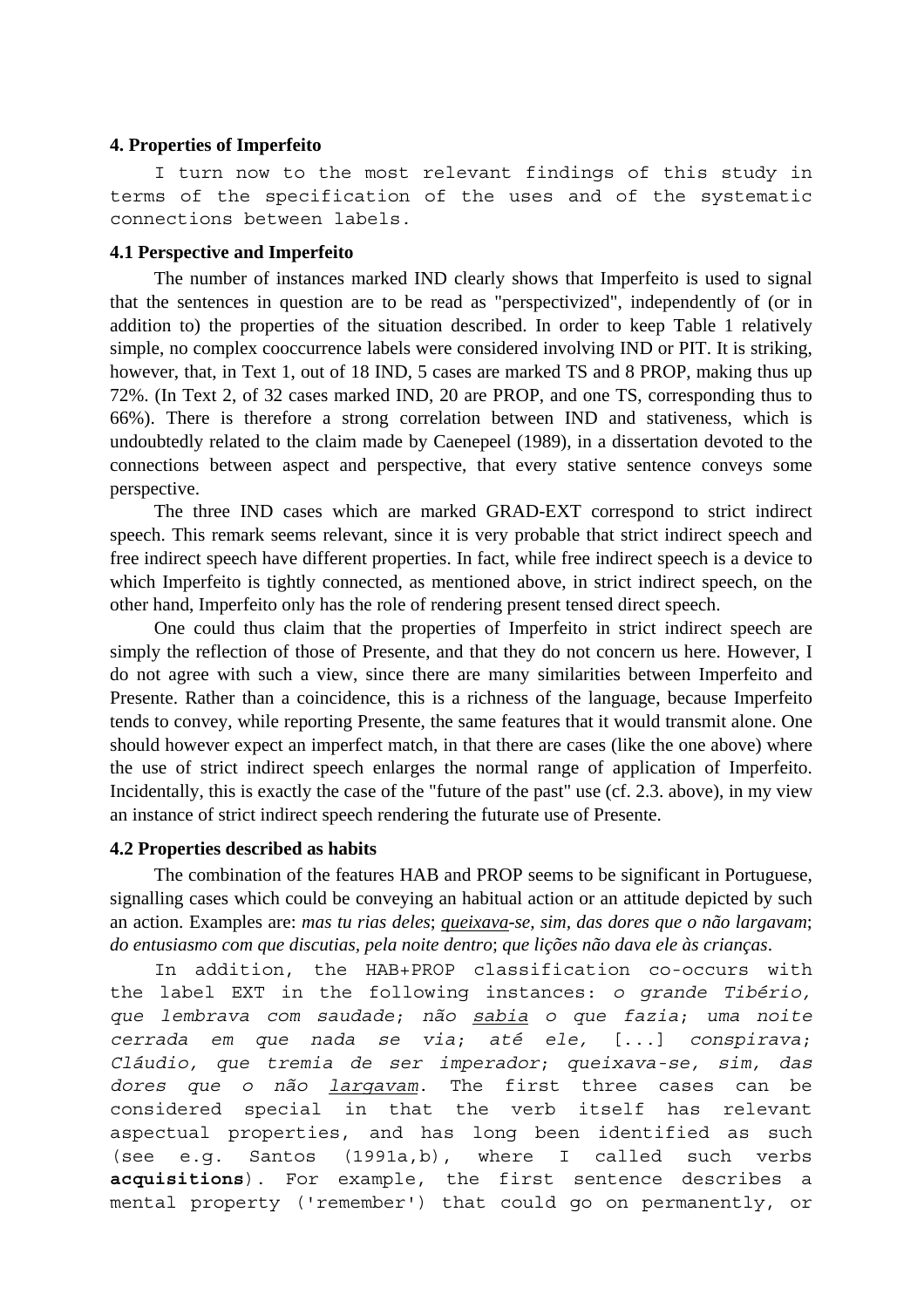## 4. Properties of Imperfeito

I turn now to the most relevant findings of this study in terms of the specification of the uses and of the systematic connections between labels.

### 4.1 Perspective and Imperfeito

The number of instances marked IND clearly shows that Imperfeito is used to signal that the sentences in question are to be read as "perspectivized", independently of (or in addition to) the properties of the situation described. In order to keep Table 1 relatively simple, no complex cooccurrence labels were considered involving IND or PIT. It is striking, however, that, in Text 1, out of 18 IND, 5 cases are marked TS and 8 PROP, making thus up 72%. (In Text 2, of 32 cases marked IND, 20 are PROP, and one TS, corresponding thus to 66%). There is therefore a strong correlation between IND and stativeness, which is undoubtedly related to the claim made by Caenepeel (1989), in a dissertation devoted to the connections between aspect and perspective, that every stative sentence conveys some perspective.

The three IND cases which are marked GRAD-EXT correspond to strict indirect speech. This remark seems relevant, since it is very probable that strict indirect speech and free indirect speech have different properties. In fact, while free indirect speech is a device to which Imperfeito is tightly connected, as mentioned above, in strict indirect speech, on the other hand, Imperfeito only has the role of rendering present tensed direct speech.

One could thus claim that the properties of Imperfeito in strict indirect speech are simply the reflection of those of Presente, and that they do not concern us here. However, I do not agree with such a view, since there are many similarities between Imperfeito and Presente. Rather than a coincidence, this is a richness of the language, because Imperfeito tends to convey, while reporting Presente, the same features that it would transmit alone. One should however expect an imperfect match, in that there are cases (like the one above) where the use of strict indirect speech enlarges the normal range of application of Imperfeito. Incidentally, this is exactly the case of the "future of the past" use (cf. 2.3. above), in my view an instance of strict indirect speech rendering the futurate use of Presente.

### 4.2 Properties described as habits

The combination of the features HAB and PROP seems to be significant in Portuguese, signalling cases which could be conveying an habitual action or an attitude depicted by such an action. Examples are: *mas tu rias deles*; *<u>queixava</u>-se, sim, das dores que o não largavam*; *do entusiasmo com que discutias*, *pela noite dentro*; *que lições não dava ele às crianças*.

In addition, the HAB+PROP classification co-occurs with the label EXT in the following instances: *o grande Tibério, que lembrava com saudade*; *não <u>sabia</u> o que fazia*; *uma noite cerrada em que nada se via*; *até ele,* [...] *conspirava*; *Cláudio, que tremia de ser imperador*; *queixava-se, sim, das dores que o não <u>largavam</u>*. The first three cases can be considered special in that the verb itself has relevant aspectual properties, and has long been identified as such (see e.g. Santos (1991a,b), where I called such verbs **acquisitions**). For example, the first sentence describes a mental property ('remember') that could go on permanently, or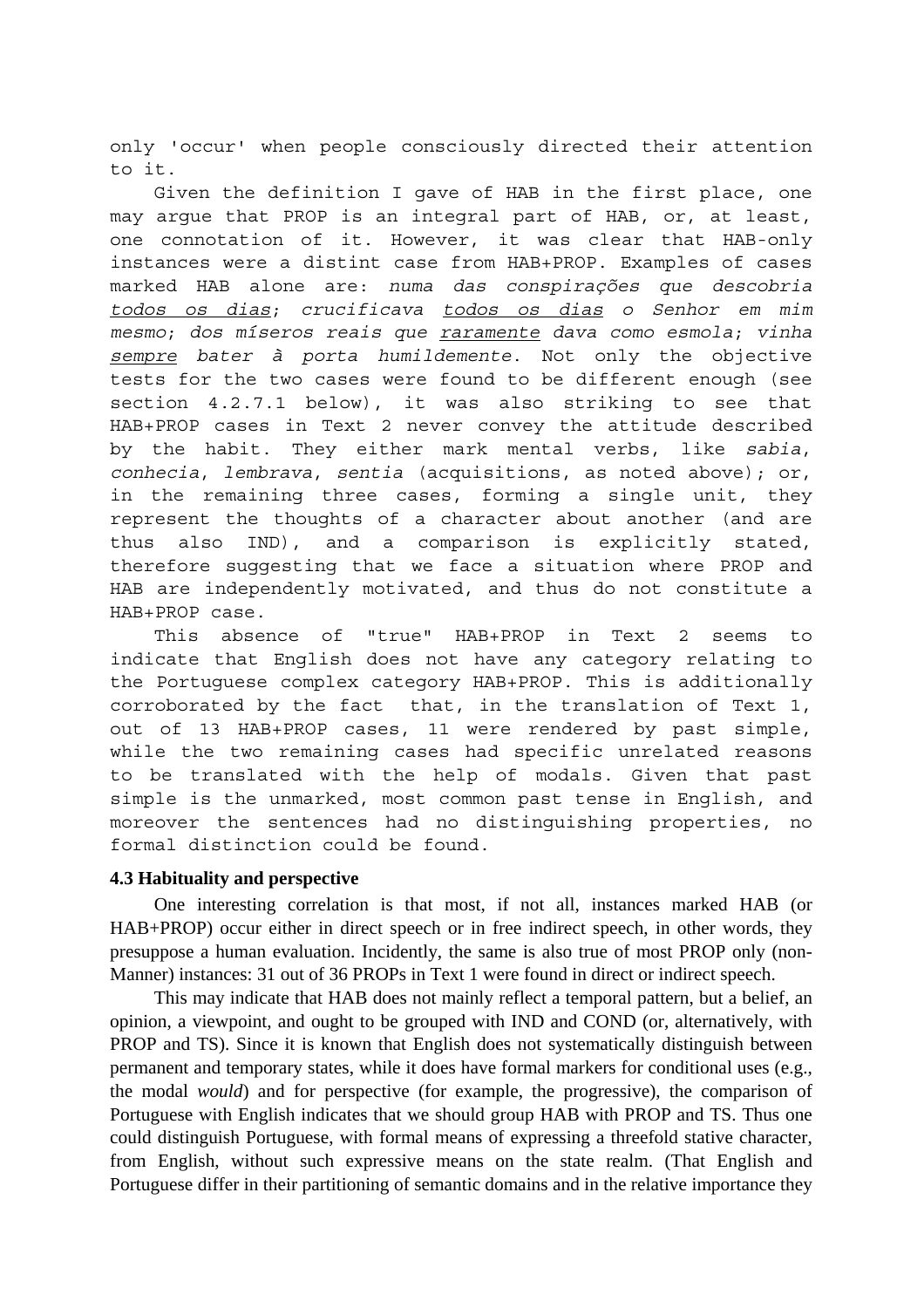only 'occur' when people consciously directed their attention to it.

Given the definition I gave of HAB in the first place, one may argue that PROP is an integral part of HAB, or, at least, one connotation of it. However, it was clear that HAB-only instances were a distint case from HAB+PROP. Examples of cases marked HAB alone are: *numa das conspirações que descobria <u>todos os dias</u>*; *crucificava <u>todos os dias</u> o Senhor em mim mesmo*; *dos míseros reais que <u>raramente</u> dava como esmola*; *vinha <u>sempre</u> bater à porta humildemente*. Not only the objective tests for the two cases were found to be different enough (see section 4.2.7.1 below), it was also striking to see that HAB+PROP cases in Text 2 never convey the attitude described by the habit. They either mark mental verbs, like *sabia*, *conhecia*, *lembrava*, *sentia* (acquisitions, as noted above); or, in the remaining three cases, forming a single unit, they represent the thoughts of a character about another (and are thus also IND), and a comparison is explicitly stated, therefore suggesting that we face a situation where PROP and HAB are independently motivated, and thus do not constitute a HAB+PROP case.

This absence of "true" HAB+PROP in Text 2 seems to indicate that English does not have any category relating to the Portuguese complex category HAB+PROP. This is additionally corroborated by the fact that, in the translation of Text 1, out of 13 HAB+PROP cases, 11 were rendered by past simple, while the two remaining cases had specific unrelated reasons to be translated with the help of modals. Given that past simple is the unmarked, most common past tense in English, and moreover the sentences had no distinguishing properties, no formal distinction could be found.

### 4.3 Habituality and perspective

One interesting correlation is that most, if not all, instances marked HAB (or HAB+PROP) occur either in direct speech or in free indirect speech, in other words, they presuppose a human evaluation. Incidently, the same is also true of most PROP only (non-Manner) instances: 31 out of 36 PROPs in Text 1 were found in direct or indirect speech.

This may indicate that HAB does not mainly reflect a temporal pattern, but a belief, an opinion, a viewpoint, and ought to be grouped with IND and COND (or, alternatively, with PROP and TS). Since it is known that English does not systematically distinguish between permanent and temporary states, while it does have formal markers for conditional uses (e.g., the modal *would*) and for perspective (for example, the progressive), the comparison of Portuguese with English indicates that we should group HAB with PROP and TS. Thus one could distinguish Portuguese, with formal means of expressing a threefold stative character, from English, without such expressive means on the state realm. (That English and Portuguese differ in their partitioning of semantic domains and in the relative importance they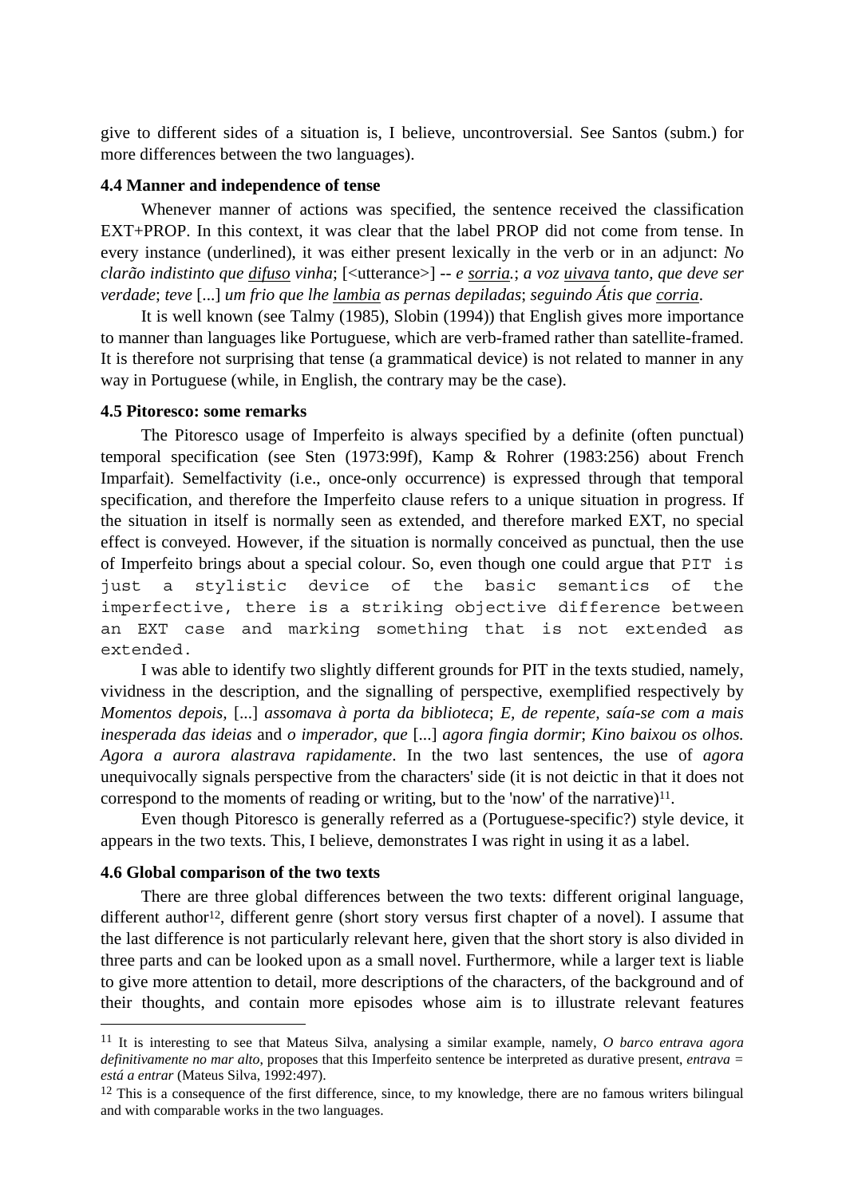give to different sides of a situation is, I believe, uncontroversial. See Santos (subm.) for more differences between the two languages).

### 4.4 Manner and independence of tense

Whenever manner of actions was specified, the sentence received the classification EXT+PROP. In this context, it was clear that the label PROP did not come from tense. In every instance (underlined), it was either present lexically in the verb or in an adjunct: *No clarão indistinto que <u>difuso</u> vinha*; [<utterance>] -- *e <u>sorria</u>.*; *a voz <u>uivava</u> tanto, que deve ser verdade*; *teve* [...] *um frio que lhe <u>lambia</u> as pernas depiladas*; *seguindo Átis que <u>corria</u>*.

It is well known (see Talmy (1985), Slobin (1994)) that English gives more importance to manner than languages like Portuguese, which are verb-framed rather than satellite-framed. It is therefore not surprising that tense (a grammatical device) is not related to manner in any way in Portuguese (while, in English, the contrary may be the case).

### 4.5 Pitoresco: some remarks

The Pitoresco usage of Imperfeito is always specified by a definite (often punctual) temporal specification (see Sten (1973:99f), Kamp & Rohrer (1983:256) about French Imparfait). Semelfactivity (i.e., once-only occurrence) is expressed through that temporal specification, and therefore the Imperfeito clause refers to a unique situation in progress. If the situation in itself is normally seen as extended, and therefore marked EXT, no special effect is conveyed. However, if the situation is normally conceived as punctual, then the use of Imperfeito brings about a special colour. So, even though one could argue that PIT is just a stylistic device of the basic semantics of the imperfective, there is a striking objective difference between an EXT case and marking something that is not extended as extended.

I was able to identify two slightly different grounds for PIT in the texts studied, namely, vividness in the description, and the signalling of perspective, exemplified respectively by *Momentos depois,* [...] *assomava à porta da biblioteca*; *E, de repente, saía-se com a mais inesperada das ideias* and *o imperador, que* [...] *agora fingia dormir*; *Kino baixou os olhos. Agora a aurora alastrava rapidamente*. In the two last sentences, the use of *agora* unequivocally signals perspective from the characters' side (it is not deictic in that it does not correspond to the moments of reading or writing, but to the 'now' of the narrative)[11].

Even though Pitoresco is generally referred as a (Portuguese-specific?) style device, it appears in the two texts. This, I believe, demonstrates I was right in using it as a label.

### 4.6 Global comparison of the two texts

There are three global differences between the two texts: different original language, different author[12], different genre (short story versus first chapter of a novel). I assume that the last difference is not particularly relevant here, given that the short story is also divided in three parts and can be looked upon as a small novel. Furthermore, while a larger text is liable to give more attention to detail, more descriptions of the characters, of the background and of their thoughts, and contain more episodes whose aim is to illustrate relevant features

---

[11] It is interesting to see that Mateus Silva, analysing a similar example, namely, *O barco entrava agora definitivamente no mar alto*, proposes that this Imperfeito sentence be interpreted as durative present, *entrava = está a entrar* (Mateus Silva, 1992:497).

[12] This is a consequence of the first difference, since, to my knowledge, there are no famous writers bilingual and with comparable works in the two languages.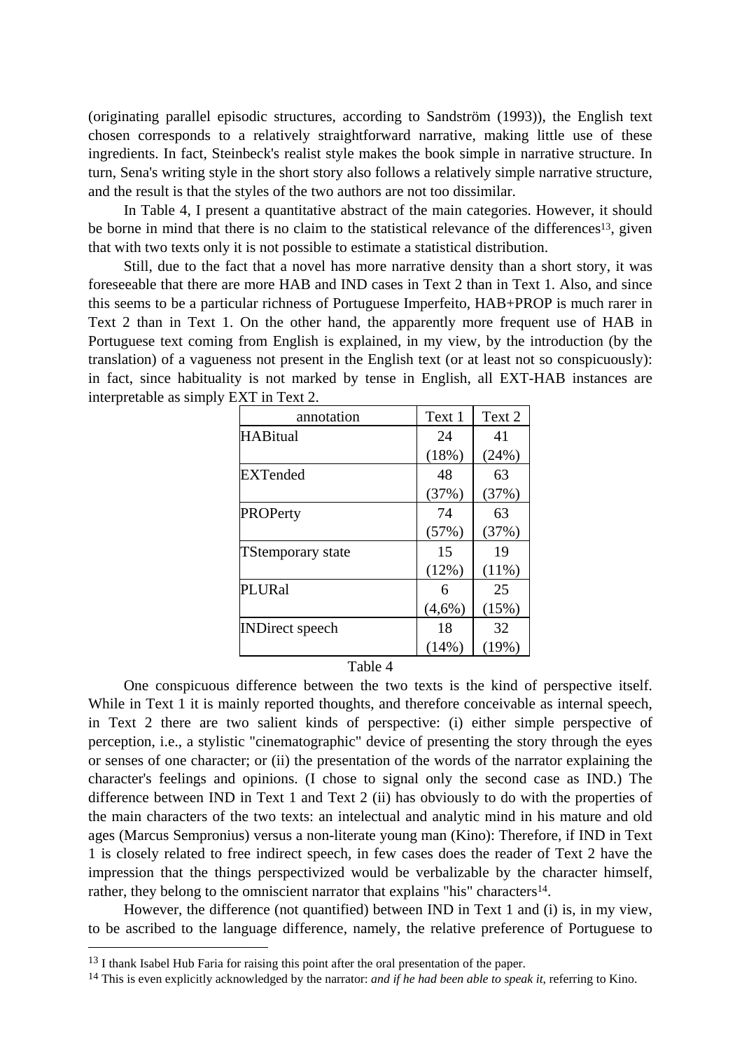(originating parallel episodic structures, according to Sandström (1993)), the English text chosen corresponds to a relatively straightforward narrative, making little use of these ingredients. In fact, Steinbeck's realist style makes the book simple in narrative structure. In turn, Sena's writing style in the short story also follows a relatively simple narrative structure, and the result is that the styles of the two authors are not too dissimilar.

In Table 4, I present a quantitative abstract of the main categories. However, it should be borne in mind that there is no claim to the statistical relevance of the differences[13], given that with two texts only it is not possible to estimate a statistical distribution.

Still, due to the fact that a novel has more narrative density than a short story, it was foreseeable that there are more HAB and IND cases in Text 2 than in Text 1. Also, and since this seems to be a particular richness of Portuguese Imperfeito, HAB+PROP is much rarer in Text 2 than in Text 1. On the other hand, the apparently more frequent use of HAB in Portuguese text coming from English is explained, in my view, by the introduction (by the translation) of a vagueness not present in the English text (or at least not so conspicuously): in fact, since habituality is not marked by tense in English, all EXT-HAB instances are interpretable as simply EXT in Text 2.

| annotation | Text 1 | Text 2 |
|---|---|---|
| HABitual | 24 (18%) | 41 (24%) |
| EXTended | 48 (37%) | 63 (37%) |
| PROPerty | 74 (57%) | 63 (37%) |
| TStemporary state | 15 (12%) | 19 (11%) |
| PLURal | 6 (4,6%) | 25 (15%) |
| INDirect speech | 18 (14%) | 32 (19%) |

Table 4

One conspicuous difference between the two texts is the kind of perspective itself. While in Text 1 it is mainly reported thoughts, and therefore conceivable as internal speech, in Text 2 there are two salient kinds of perspective: (i) either simple perspective of perception, i.e., a stylistic "cinematographic" device of presenting the story through the eyes or senses of one character; or (ii) the presentation of the words of the narrator explaining the character's feelings and opinions. (I chose to signal only the second case as IND.) The difference between IND in Text 1 and Text 2 (ii) has obviously to do with the properties of the main characters of the two texts: an intelectual and analytic mind in his mature and old ages (Marcus Sempronius) versus a non-literate young man (Kino): Therefore, if IND in Text 1 is closely related to free indirect speech, in few cases does the reader of Text 2 have the impression that the things perspectivized would be verbalizable by the character himself, rather, they belong to the omniscient narrator that explains "his" characters[14].

However, the difference (not quantified) between IND in Text 1 and (i) is, in my view, to be ascribed to the language difference, namely, the relative preference of Portuguese to

[13] I thank Isabel Hub Faria for raising this point after the oral presentation of the paper.

[14] This is even explicitly acknowledged by the narrator: *and if he had been able to speak it*, referring to Kino.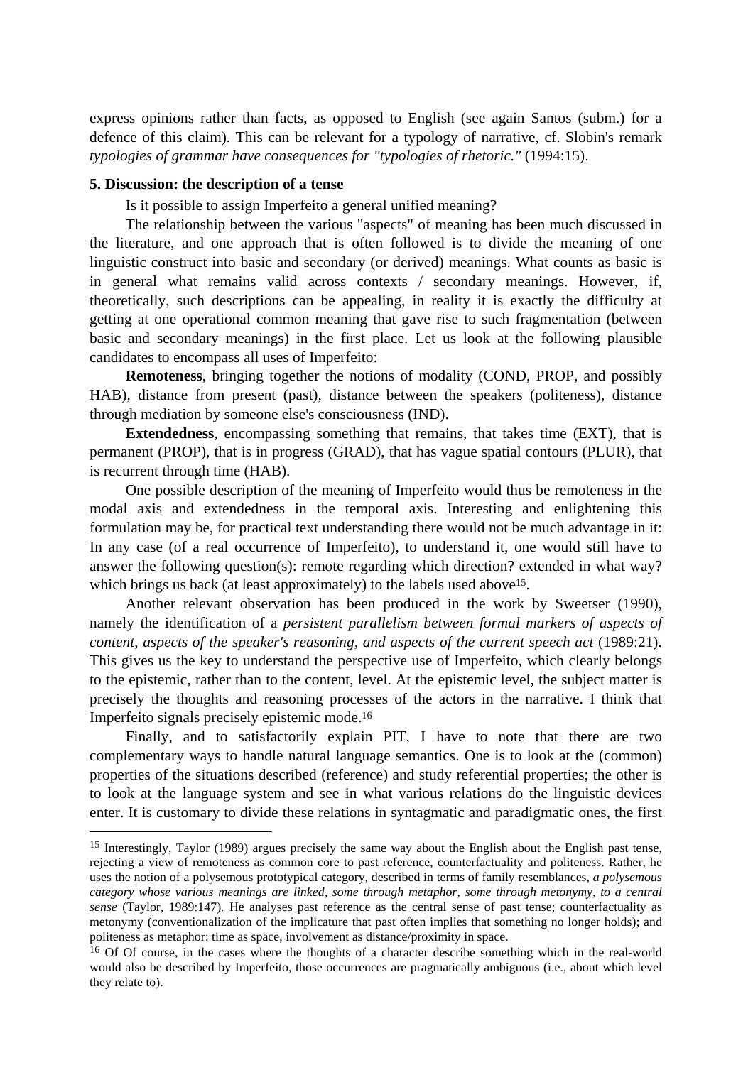express opinions rather than facts, as opposed to English (see again Santos (subm.) for a defence of this claim). This can be relevant for a typology of narrative, cf. Slobin's remark *typologies of grammar have consequences for "typologies of rhetoric."* (1994:15).

**5. Discussion: the description of a tense**

Is it possible to assign Imperfeito a general unified meaning?

The relationship between the various "aspects" of meaning has been much discussed in the literature, and one approach that is often followed is to divide the meaning of one linguistic construct into basic and secondary (or derived) meanings. What counts as basic is in general what remains valid across contexts / secondary meanings. However, if, theoretically, such descriptions can be appealing, in reality it is exactly the difficulty at getting at one operational common meaning that gave rise to such fragmentation (between basic and secondary meanings) in the first place. Let us look at the following plausible candidates to encompass all uses of Imperfeito:

**Remoteness**, bringing together the notions of modality (COND, PROP, and possibly HAB), distance from present (past), distance between the speakers (politeness), distance through mediation by someone else's consciousness (IND).

**Extendedness**, encompassing something that remains, that takes time (EXT), that is permanent (PROP), that is in progress (GRAD), that has vague spatial contours (PLUR), that is recurrent through time (HAB).

One possible description of the meaning of Imperfeito would thus be remoteness in the modal axis and extendedness in the temporal axis. Interesting and enlightening this formulation may be, for practical text understanding there would not be much advantage in it: In any case (of a real occurrence of Imperfeito), to understand it, one would still have to answer the following question(s): remote regarding which direction? extended in what way? which brings us back (at least approximately) to the labels used above[15].

Another relevant observation has been produced in the work by Sweetser (1990), namely the identification of a *persistent parallelism between formal markers of aspects of content, aspects of the speaker's reasoning, and aspects of the current speech act* (1989:21). This gives us the key to understand the perspective use of Imperfeito, which clearly belongs to the epistemic, rather than to the content, level. At the epistemic level, the subject matter is precisely the thoughts and reasoning processes of the actors in the narrative. I think that Imperfeito signals precisely epistemic mode.[16]

Finally, and to satisfactorily explain PIT, I have to note that there are two complementary ways to handle natural language semantics. One is to look at the (common) properties of the situations described (reference) and study referential properties; the other is to look at the language system and see in what various relations do the linguistic devices enter. It is customary to divide these relations in syntagmatic and paradigmatic ones, the first

---

[15] Interestingly, Taylor (1989) argues precisely the same way about the English about the English past tense, rejecting a view of remoteness as common core to past reference, counterfactuality and politeness. Rather, he uses the notion of a polysemous prototypical category, described in terms of family resemblances, *a polysemous category whose various meanings are linked, some through metaphor, some through metonymy, to a central sense* (Taylor, 1989:147). He analyses past reference as the central sense of past tense; counterfactuality as metonymy (conventionalization of the implicature that past often implies that something no longer holds); and politeness as metaphor: time as space, involvement as distance/proximity in space.

[16] Of Of course, in the cases where the thoughts of a character describe something which in the real-world would also be described by Imperfeito, those occurrences are pragmatically ambiguous (i.e., about which level they relate to).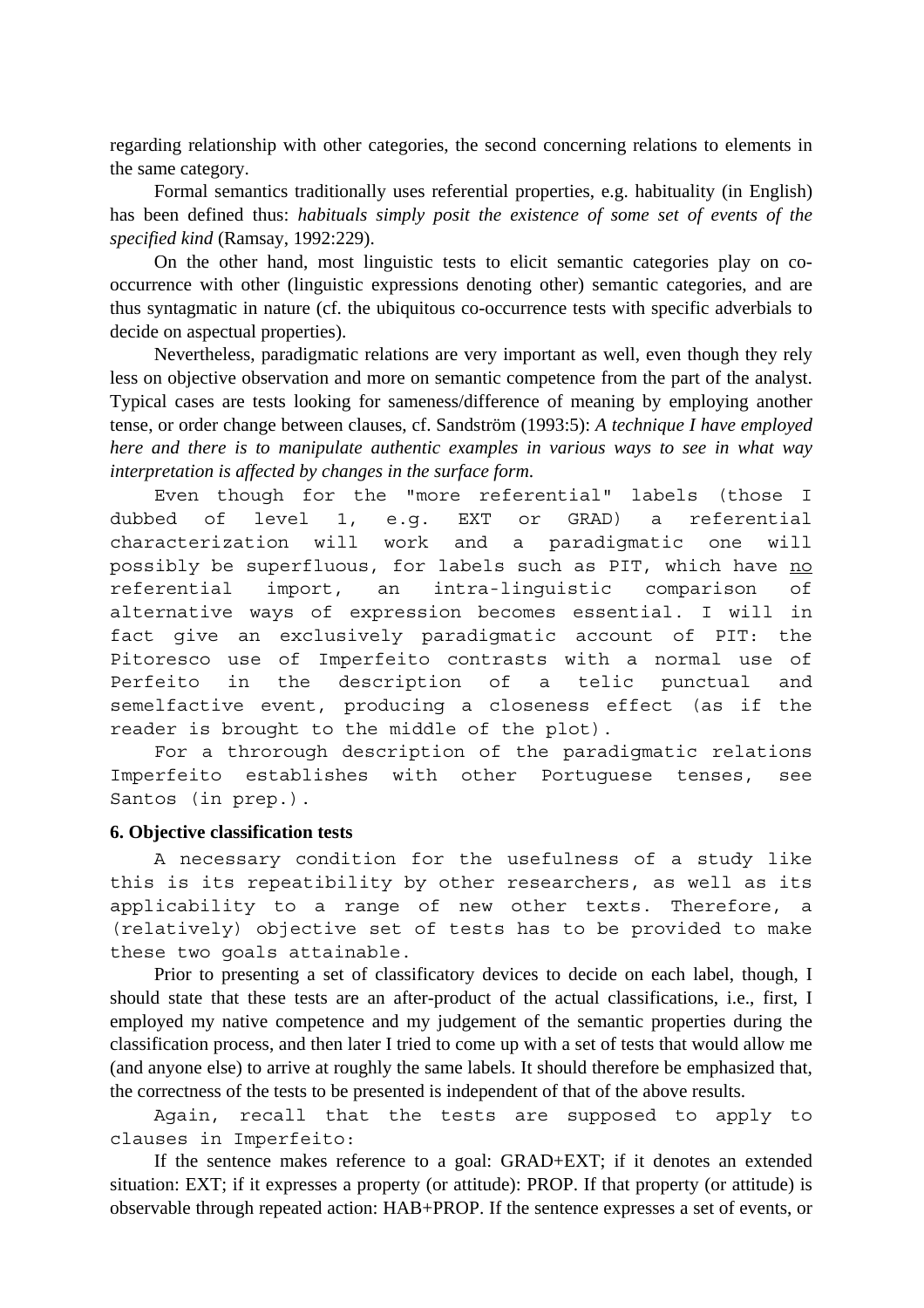regarding relationship with other categories, the second concerning relations to elements in the same category.

Formal semantics traditionally uses referential properties, e.g. habituality (in English) has been defined thus: *habituals simply posit the existence of some set of events of the specified kind* (Ramsay, 1992:229).

On the other hand, most linguistic tests to elicit semantic categories play on co-occurrence with other (linguistic expressions denoting other) semantic categories, and are thus syntagmatic in nature (cf. the ubiquitous co-occurrence tests with specific adverbials to decide on aspectual properties).

Nevertheless, paradigmatic relations are very important as well, even though they rely less on objective observation and more on semantic competence from the part of the analyst. Typical cases are tests looking for sameness/difference of meaning by employing another tense, or order change between clauses, cf. Sandström (1993:5): *A technique I have employed here and there is to manipulate authentic examples in various ways to see in what way interpretation is affected by changes in the surface form.*

Even though for the "more referential" labels (those I dubbed of level 1, e.g. EXT or GRAD) a referential characterization will work and a paradigmatic one will possibly be superfluous, for labels such as PIT, which have <u>no</u> referential import, an intra-linguistic comparison of alternative ways of expression becomes essential. I will in fact give an exclusively paradigmatic account of PIT: the Pitoresco use of Imperfeito contrasts with a normal use of Perfeito in the description of a telic punctual and semelfactive event, producing a closeness effect (as if the reader is brought to the middle of the plot).

For a throrough description of the paradigmatic relations Imperfeito establishes with other Portuguese tenses, see Santos (in prep.).

## 6. Objective classification tests

A necessary condition for the usefulness of a study like this is its repeatibility by other researchers, as well as its applicability to a range of new other texts. Therefore, a (relatively) objective set of tests has to be provided to make these two goals attainable.

Prior to presenting a set of classificatory devices to decide on each label, though, I should state that these tests are an after-product of the actual classifications, i.e., first, I employed my native competence and my judgement of the semantic properties during the classification process, and then later I tried to come up with a set of tests that would allow me (and anyone else) to arrive at roughly the same labels. It should therefore be emphasized that, the correctness of the tests to be presented is independent of that of the above results.

Again, recall that the tests are supposed to apply to clauses in Imperfeito:

If the sentence makes reference to a goal: GRAD+EXT; if it denotes an extended situation: EXT; if it expresses a property (or attitude): PROP. If that property (or attitude) is observable through repeated action: HAB+PROP. If the sentence expresses a set of events, or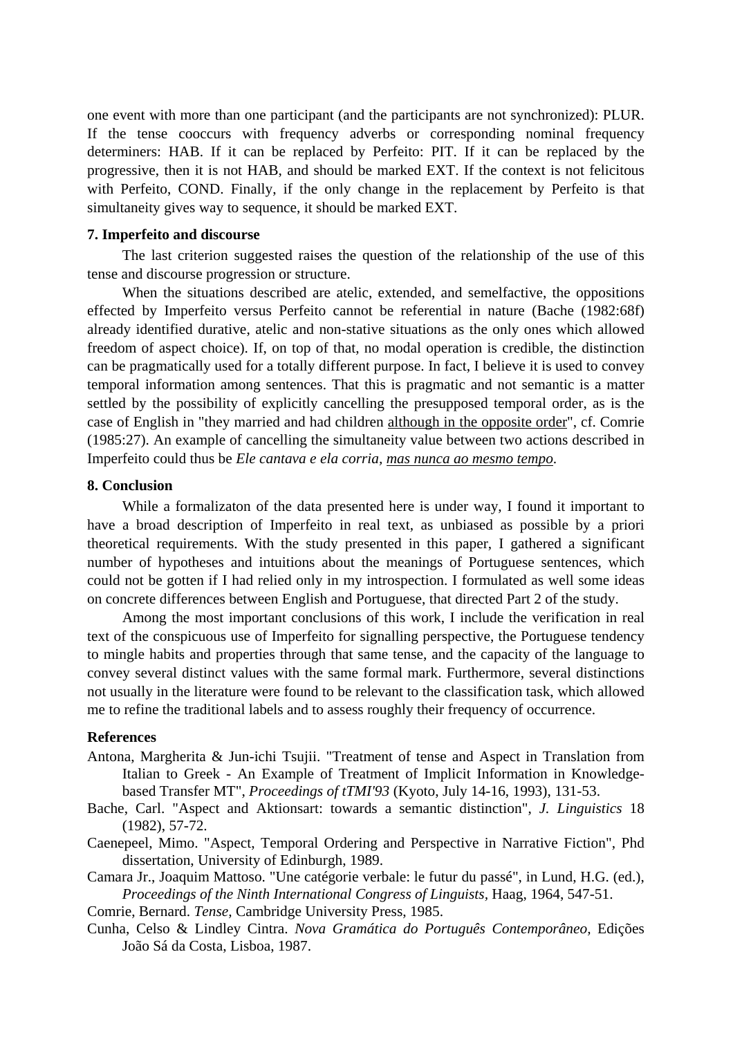one event with more than one participant (and the participants are not synchronized): PLUR. If the tense cooccurs with frequency adverbs or corresponding nominal frequency determiners: HAB. If it can be replaced by Perfeito: PIT. If it can be replaced by the progressive, then it is not HAB, and should be marked EXT. If the context is not felicitous with Perfeito, COND. Finally, if the only change in the replacement by Perfeito is that simultaneity gives way to sequence, it should be marked EXT.

### 7. Imperfeito and discourse

The last criterion suggested raises the question of the relationship of the use of this tense and discourse progression or structure.

When the situations described are atelic, extended, and semelfactive, the oppositions effected by Imperfeito versus Perfeito cannot be referential in nature (Bache (1982:68f) already identified durative, atelic and non-stative situations as the only ones which allowed freedom of aspect choice). If, on top of that, no modal operation is credible, the distinction can be pragmatically used for a totally different purpose. In fact, I believe it is used to convey temporal information among sentences. That this is pragmatic and not semantic is a matter settled by the possibility of explicitly cancelling the presupposed temporal order, as is the case of English in "they married and had children <u>although in the opposite order</u>", cf. Comrie (1985:27). An example of cancelling the simultaneity value between two actions described in Imperfeito could thus be *Ele cantava e ela corria*, <u>*mas nunca ao mesmo tempo*</u>.

### 8. Conclusion

While a formalizaton of the data presented here is under way, I found it important to have a broad description of Imperfeito in real text, as unbiased as possible by a priori theoretical requirements. With the study presented in this paper, I gathered a significant number of hypotheses and intuitions about the meanings of Portuguese sentences, which could not be gotten if I had relied only in my introspection. I formulated as well some ideas on concrete differences between English and Portuguese, that directed Part 2 of the study.

Among the most important conclusions of this work, I include the verification in real text of the conspicuous use of Imperfeito for signalling perspective, the Portuguese tendency to mingle habits and properties through that same tense, and the capacity of the language to convey several distinct values with the same formal mark. Furthermore, several distinctions not usually in the literature were found to be relevant to the classification task, which allowed me to refine the traditional labels and to assess roughly their frequency of occurrence.

### References

Antona, Margherita & Jun-ichi Tsujii. "Treatment of tense and Aspect in Translation from Italian to Greek - An Example of Treatment of Implicit Information in Knowledge-based Transfer MT", *Proceedings of tTMI'93* (Kyoto, July 14-16, 1993), 131-53.

Bache, Carl. "Aspect and Aktionsart: towards a semantic distinction", *J. Linguistics* 18 (1982), 57-72.

Caenepeel, Mimo. "Aspect, Temporal Ordering and Perspective in Narrative Fiction", Phd dissertation, University of Edinburgh, 1989.

Camara Jr., Joaquim Mattoso. "Une catégorie verbale: le futur du passé", in Lund, H.G. (ed.), *Proceedings of the Ninth International Congress of Linguists*, Haag, 1964, 547-51.

Comrie, Bernard. *Tense*, Cambridge University Press, 1985.

Cunha, Celso & Lindley Cintra. *Nova Gramática do Português Contemporâneo*, Edições João Sá da Costa, Lisboa, 1987.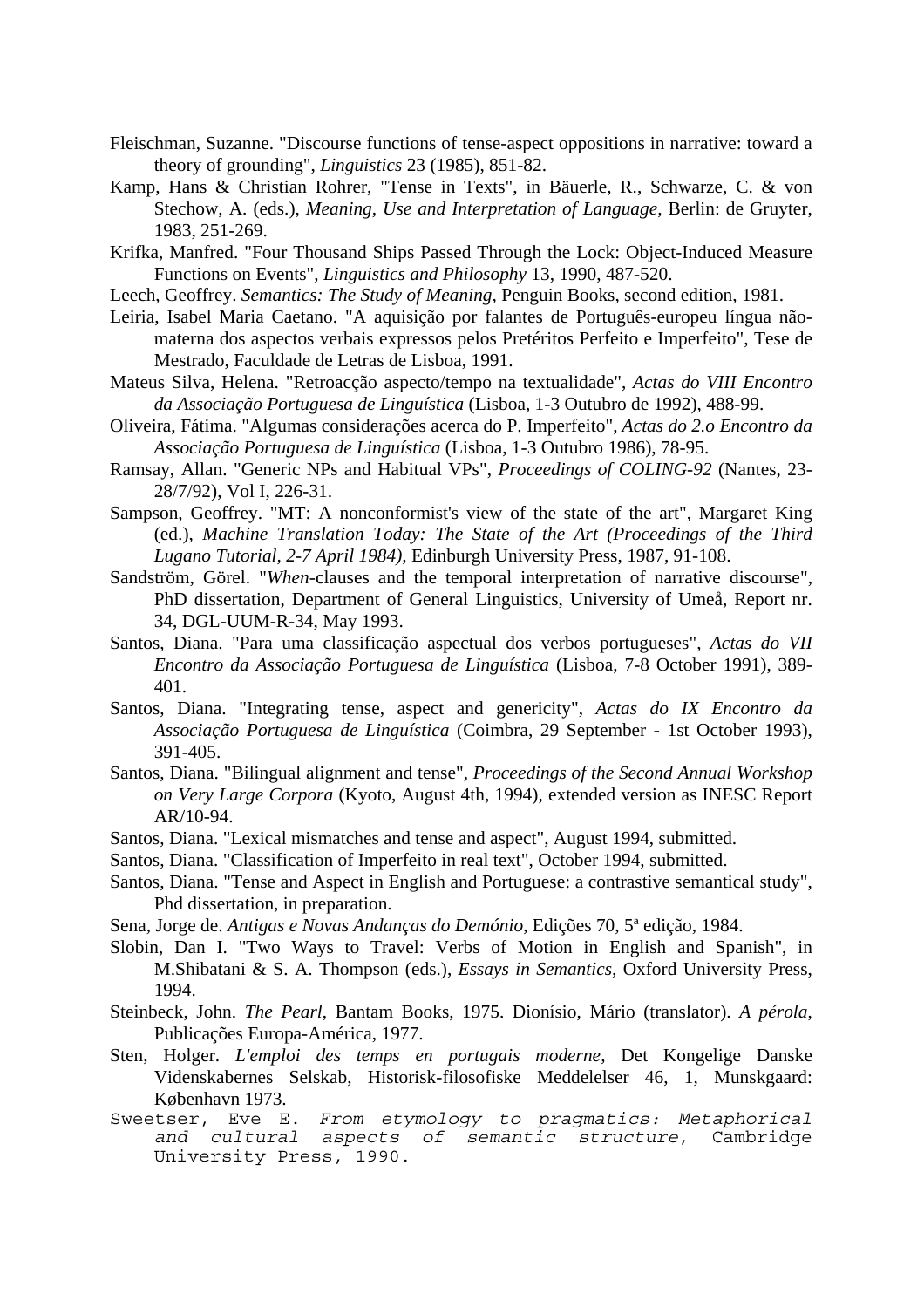Fleischman, Suzanne. "Discourse functions of tense-aspect oppositions in narrative: toward a theory of grounding", *Linguistics* 23 (1985), 851-82.

Kamp, Hans & Christian Rohrer, "Tense in Texts", in Bäuerle, R., Schwarze, C. & von Stechow, A. (eds.), *Meaning, Use and Interpretation of Language*, Berlin: de Gruyter, 1983, 251-269.

Krifka, Manfred. "Four Thousand Ships Passed Through the Lock: Object-Induced Measure Functions on Events", *Linguistics and Philosophy* 13, 1990, 487-520.

Leech, Geoffrey. *Semantics: The Study of Meaning*, Penguin Books, second edition, 1981.

Leiria, Isabel Maria Caetano. "A aquisição por falantes de Português-europeu língua não-materna dos aspectos verbais expressos pelos Pretéritos Perfeito e Imperfeito", Tese de Mestrado, Faculdade de Letras de Lisboa, 1991.

Mateus Silva, Helena. "Retroacção aspecto/tempo na textualidade", *Actas do VIII Encontro da Associação Portuguesa de Linguística* (Lisboa, 1-3 Outubro de 1992), 488-99.

Oliveira, Fátima. "Algumas considerações acerca do P. Imperfeito", *Actas do 2.o Encontro da Associação Portuguesa de Linguística* (Lisboa, 1-3 Outubro 1986), 78-95.

Ramsay, Allan. "Generic NPs and Habitual VPs", *Proceedings of COLING-92* (Nantes, 23-28/7/92), Vol I, 226-31.

Sampson, Geoffrey. "MT: A nonconformist's view of the state of the art", Margaret King (ed.), *Machine Translation Today: The State of the Art (Proceedings of the Third Lugano Tutorial, 2-7 April 1984)*, Edinburgh University Press, 1987, 91-108.

Sandström, Görel. "*When*-clauses and the temporal interpretation of narrative discourse", PhD dissertation, Department of General Linguistics, University of Umeå, Report nr. 34, DGL-UUM-R-34, May 1993.

Santos, Diana. "Para uma classificação aspectual dos verbos portugueses", *Actas do VII Encontro da Associação Portuguesa de Linguística* (Lisboa, 7-8 October 1991), 389-401.

Santos, Diana. "Integrating tense, aspect and genericity", *Actas do IX Encontro da Associação Portuguesa de Linguística* (Coimbra, 29 September - 1st October 1993), 391-405.

Santos, Diana. "Bilingual alignment and tense", *Proceedings of the Second Annual Workshop on Very Large Corpora* (Kyoto, August 4th, 1994), extended version as INESC Report AR/10-94.

Santos, Diana. "Lexical mismatches and tense and aspect", August 1994, submitted.

Santos, Diana. "Classification of Imperfeito in real text", October 1994, submitted.

Santos, Diana. "Tense and Aspect in English and Portuguese: a contrastive semantical study", Phd dissertation, in preparation.

Sena, Jorge de. *Antigas e Novas Andanças do Demónio*, Edições 70, 5ª edição, 1984.

Slobin, Dan I. "Two Ways to Travel: Verbs of Motion in English and Spanish", in M.Shibatani & S. A. Thompson (eds.), *Essays in Semantics*, Oxford University Press, 1994.

Steinbeck, John. *The Pearl*, Bantam Books, 1975. Dionísio, Mário (translator). *A pérola*, Publicações Europa-América, 1977.

Sten, Holger. *L'emploi des temps en portugais moderne*, Det Kongelige Danske Videnskabernes Selskab, Historisk-filosofiske Meddelelser 46, 1, Munskgaard: København 1973.

Sweetser, Eve E. *From etymology to pragmatics: Metaphorical and cultural aspects of semantic structure*, Cambridge University Press, 1990.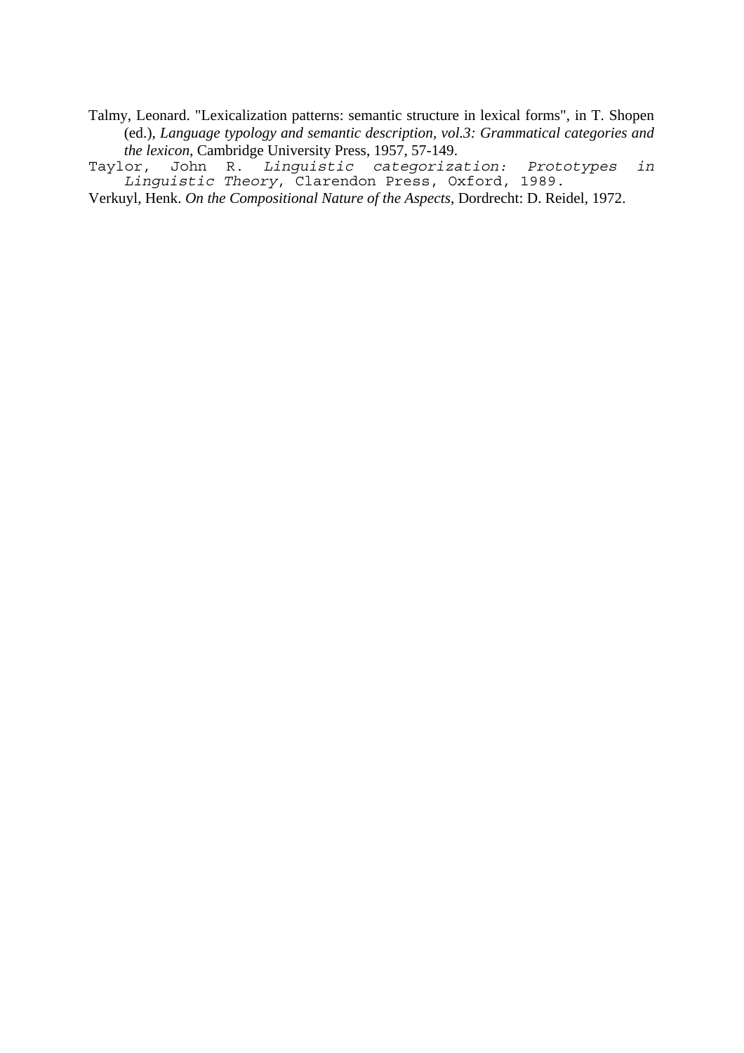Talmy, Leonard. "Lexicalization patterns: semantic structure in lexical forms", in T. Shopen (ed.), *Language typology and semantic description, vol.3: Grammatical categories and the lexicon,* Cambridge University Press, 1957, 57-149.

Taylor, John R. *Linguistic categorization: Prototypes in Linguistic Theory*, Clarendon Press, Oxford, 1989.

Verkuyl, Henk. *On the Compositional Nature of the Aspects*, Dordrecht: D. Reidel, 1972.